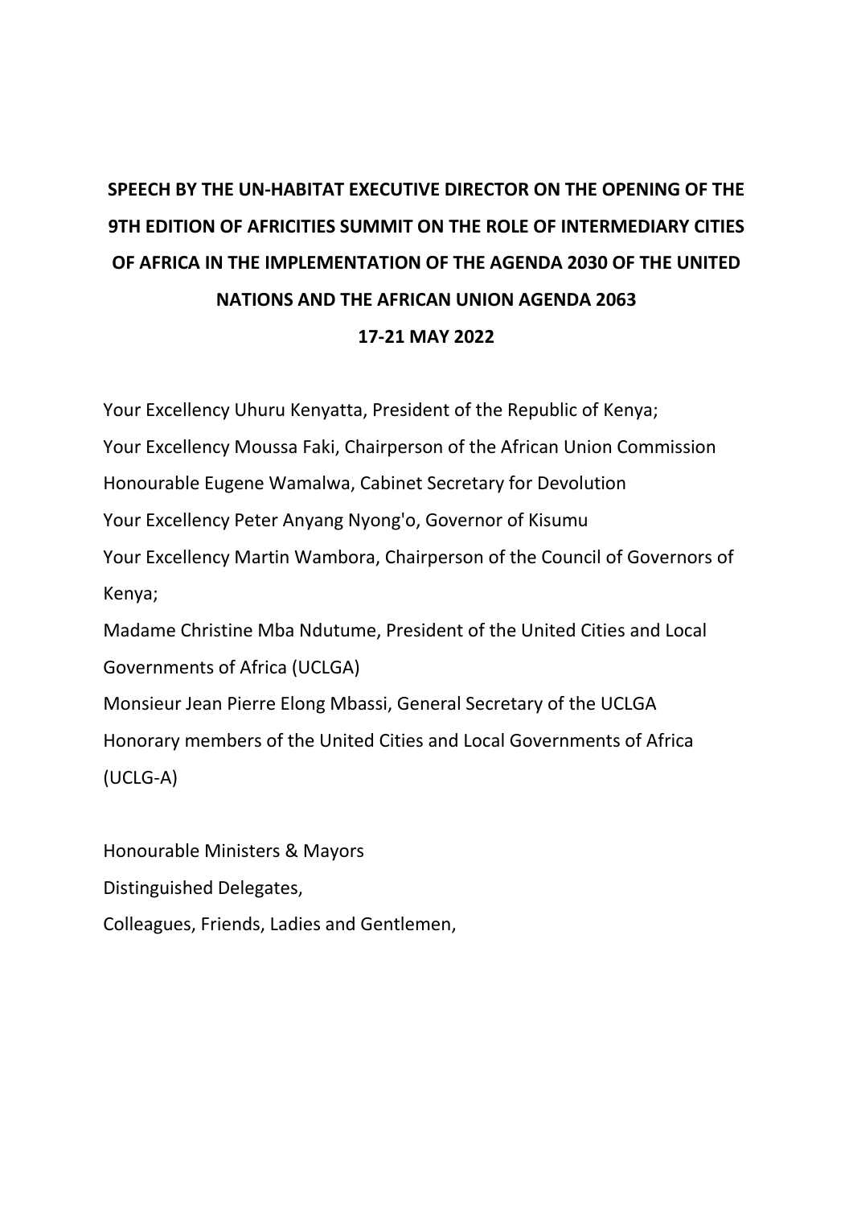# SPEECH BY THE UN-HABITAT EXECUTIVE DIRECTOR ON THE OPENING OF THE 9TH EDITION OF AFRICITIES SUMMIT ON THE ROLE OF INTERMEDIARY CITIES OF AFRICA IN THE IMPLEMENTATION OF THE AGENDA 2030 OF THE UNITED NATIONS AND THE AFRICAN UNION AGENDA 2063

**17-21 MAY 2022**

Your Excellency Uhuru Kenyatta, President of the Republic of Kenya;
Your Excellency Moussa Faki, Chairperson of the African Union Commission
Honourable Eugene Wamalwa, Cabinet Secretary for Devolution
Your Excellency Peter Anyang Nyong'o, Governor of Kisumu
Your Excellency Martin Wambora, Chairperson of the Council of Governors of Kenya;
Madame Christine Mba Ndutume, President of the United Cities and Local Governments of Africa (UCLGA)
Monsieur Jean Pierre Elong Mbassi, General Secretary of the UCLGA
Honorary members of the United Cities and Local Governments of Africa (UCLG-A)

Honourable Ministers & Mayors
Distinguished Delegates,
Colleagues, Friends, Ladies and Gentlemen,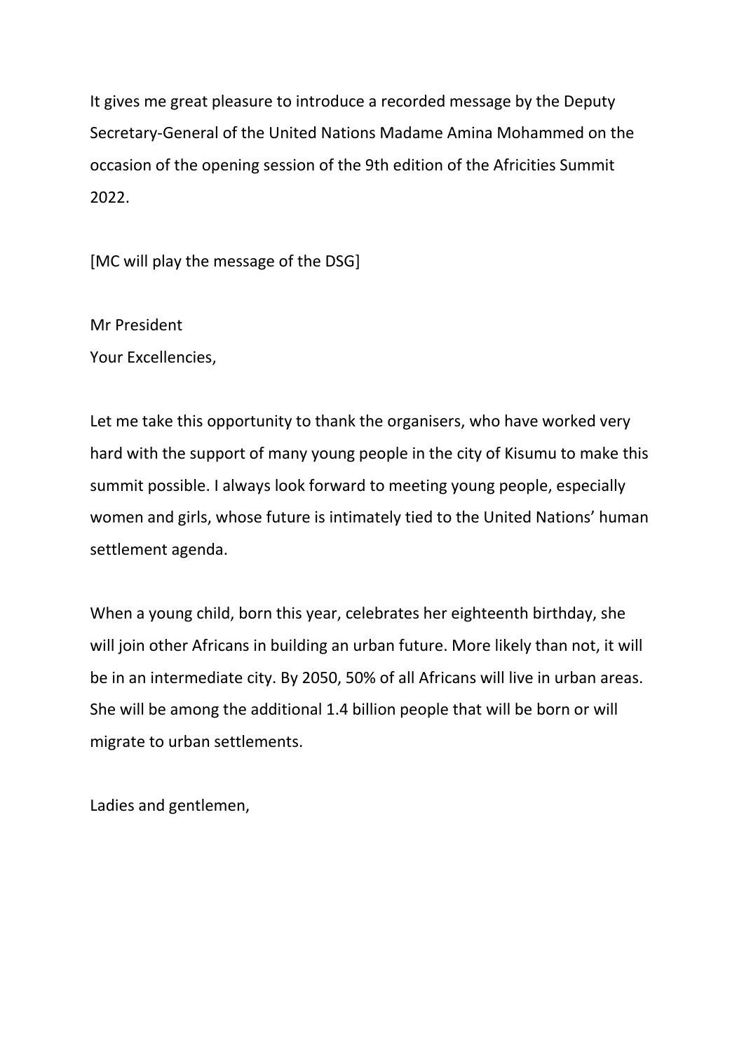It gives me great pleasure to introduce a recorded message by the Deputy Secretary-General of the United Nations Madame Amina Mohammed on the occasion of the opening session of the 9th edition of the Africities Summit 2022.

[MC will play the message of the DSG]

Mr President  
Your Excellencies,

Let me take this opportunity to thank the organisers, who have worked very hard with the support of many young people in the city of Kisumu to make this summit possible. I always look forward to meeting young people, especially women and girls, whose future is intimately tied to the United Nations' human settlement agenda.

When a young child, born this year, celebrates her eighteenth birthday, she will join other Africans in building an urban future. More likely than not, it will be in an intermediate city. By 2050, 50% of all Africans will live in urban areas. She will be among the additional 1.4 billion people that will be born or will migrate to urban settlements.

Ladies and gentlemen,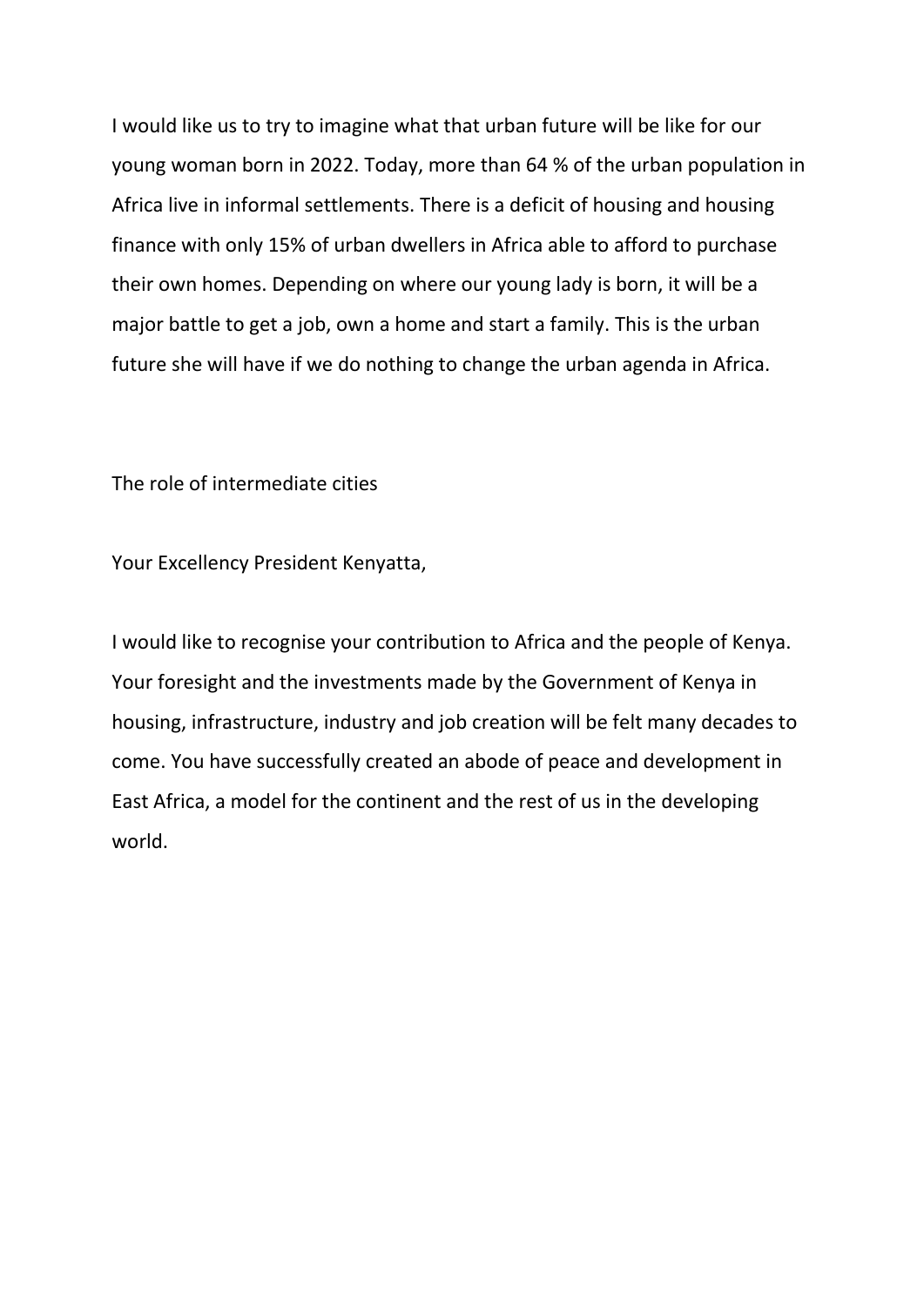I would like us to try to imagine what that urban future will be like for our young woman born in 2022. Today, more than 64 % of the urban population in Africa live in informal settlements. There is a deficit of housing and housing finance with only 15% of urban dwellers in Africa able to afford to purchase their own homes. Depending on where our young lady is born, it will be a major battle to get a job, own a home and start a family. This is the urban future she will have if we do nothing to change the urban agenda in Africa.

## The role of intermediate cities

Your Excellency President Kenyatta,

I would like to recognise your contribution to Africa and the people of Kenya. Your foresight and the investments made by the Government of Kenya in housing, infrastructure, industry and job creation will be felt many decades to come. You have successfully created an abode of peace and development in East Africa, a model for the continent and the rest of us in the developing world.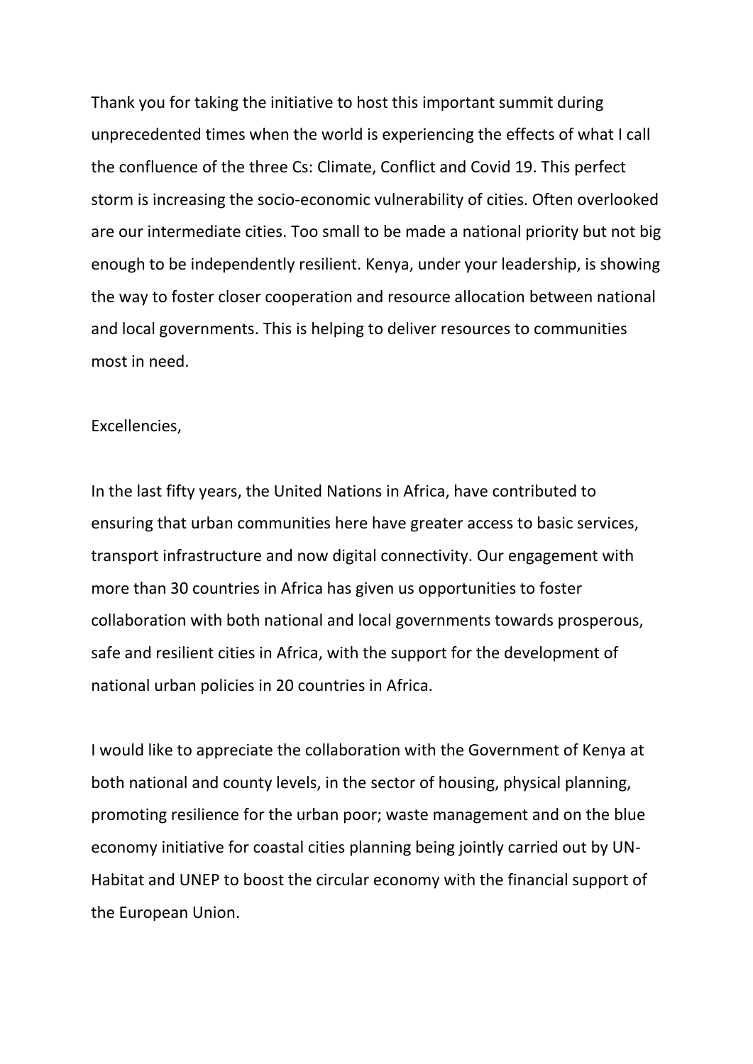Thank you for taking the initiative to host this important summit during unprecedented times when the world is experiencing the effects of what I call the confluence of the three Cs: Climate, Conflict and Covid 19. This perfect storm is increasing the socio-economic vulnerability of cities. Often overlooked are our intermediate cities. Too small to be made a national priority but not big enough to be independently resilient. Kenya, under your leadership, is showing the way to foster closer cooperation and resource allocation between national and local governments. This is helping to deliver resources to communities most in need.

Excellencies,

In the last fifty years, the United Nations in Africa, have contributed to ensuring that urban communities here have greater access to basic services, transport infrastructure and now digital connectivity. Our engagement with more than 30 countries in Africa has given us opportunities to foster collaboration with both national and local governments towards prosperous, safe and resilient cities in Africa, with the support for the development of national urban policies in 20 countries in Africa.

I would like to appreciate the collaboration with the Government of Kenya at both national and county levels, in the sector of housing, physical planning, promoting resilience for the urban poor; waste management and on the blue economy initiative for coastal cities planning being jointly carried out by UN-Habitat and UNEP to boost the circular economy with the financial support of the European Union.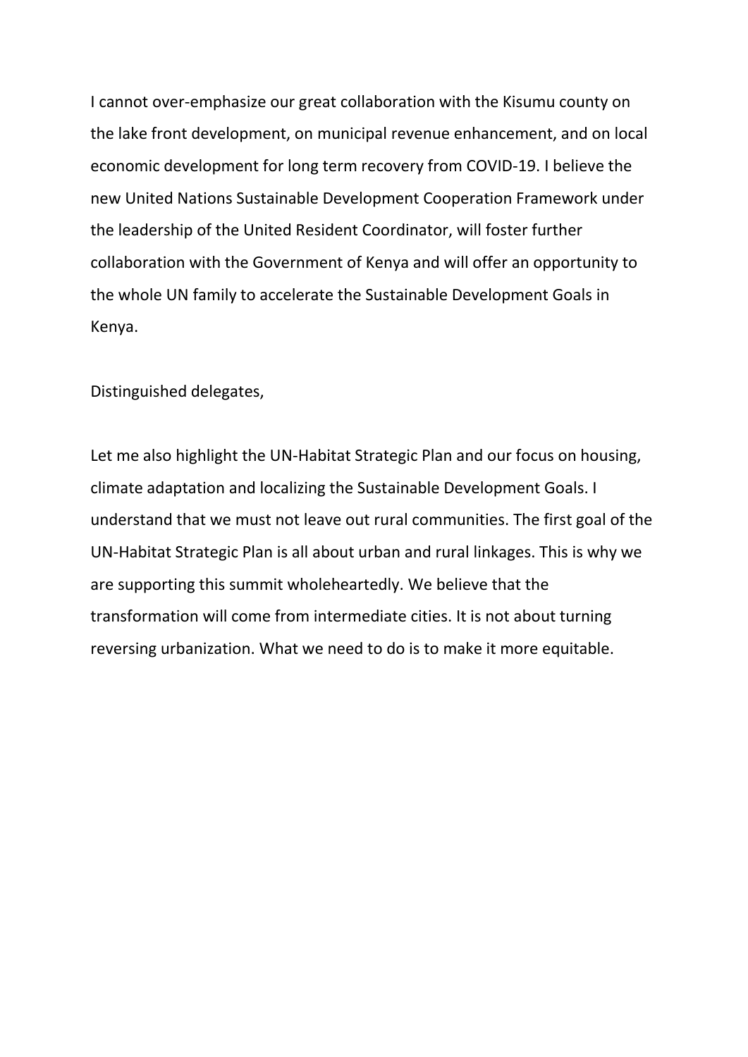I cannot over-emphasize our great collaboration with the Kisumu county on the lake front development, on municipal revenue enhancement, and on local economic development for long term recovery from COVID-19. I believe the new United Nations Sustainable Development Cooperation Framework under the leadership of the United Resident Coordinator, will foster further collaboration with the Government of Kenya and will offer an opportunity to the whole UN family to accelerate the Sustainable Development Goals in Kenya.

Distinguished delegates,

Let me also highlight the UN-Habitat Strategic Plan and our focus on housing, climate adaptation and localizing the Sustainable Development Goals. I understand that we must not leave out rural communities. The first goal of the UN-Habitat Strategic Plan is all about urban and rural linkages. This is why we are supporting this summit wholeheartedly. We believe that the transformation will come from intermediate cities. It is not about turning reversing urbanization. What we need to do is to make it more equitable.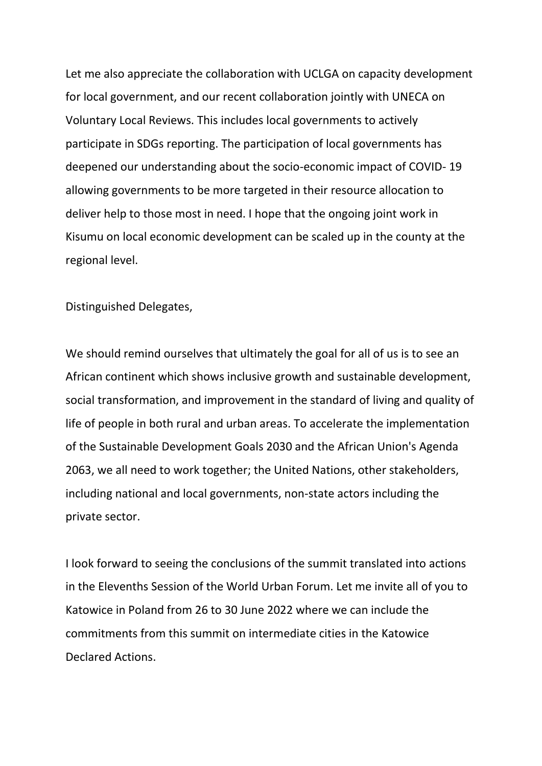Let me also appreciate the collaboration with UCLGA on capacity development for local government, and our recent collaboration jointly with UNECA on Voluntary Local Reviews. This includes local governments to actively participate in SDGs reporting. The participation of local governments has deepened our understanding about the socio-economic impact of COVID- 19 allowing governments to be more targeted in their resource allocation to deliver help to those most in need. I hope that the ongoing joint work in Kisumu on local economic development can be scaled up in the county at the regional level.

Distinguished Delegates,

We should remind ourselves that ultimately the goal for all of us is to see an African continent which shows inclusive growth and sustainable development, social transformation, and improvement in the standard of living and quality of life of people in both rural and urban areas. To accelerate the implementation of the Sustainable Development Goals 2030 and the African Union's Agenda 2063, we all need to work together; the United Nations, other stakeholders, including national and local governments, non-state actors including the private sector.

I look forward to seeing the conclusions of the summit translated into actions in the Elevenths Session of the World Urban Forum. Let me invite all of you to Katowice in Poland from 26 to 30 June 2022 where we can include the commitments from this summit on intermediate cities in the Katowice Declared Actions.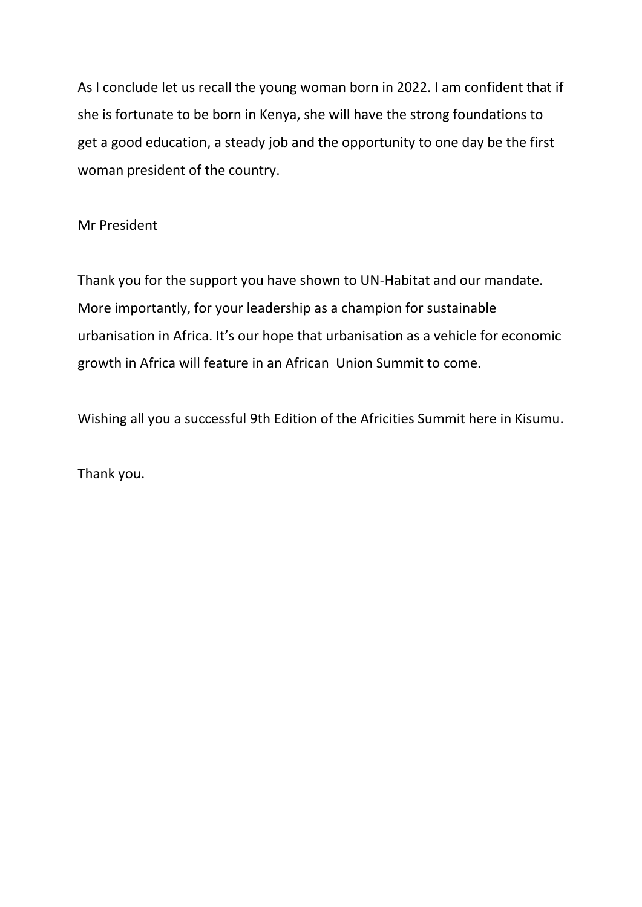As I conclude let us recall the young woman born in 2022. I am confident that if she is fortunate to be born in Kenya, she will have the strong foundations to get a good education, a steady job and the opportunity to one day be the first woman president of the country.

Mr President

Thank you for the support you have shown to UN-Habitat and our mandate. More importantly, for your leadership as a champion for sustainable urbanisation in Africa. It's our hope that urbanisation as a vehicle for economic growth in Africa will feature in an African Union Summit to come.

Wishing all you a successful 9th Edition of the Africities Summit here in Kisumu.

Thank you.